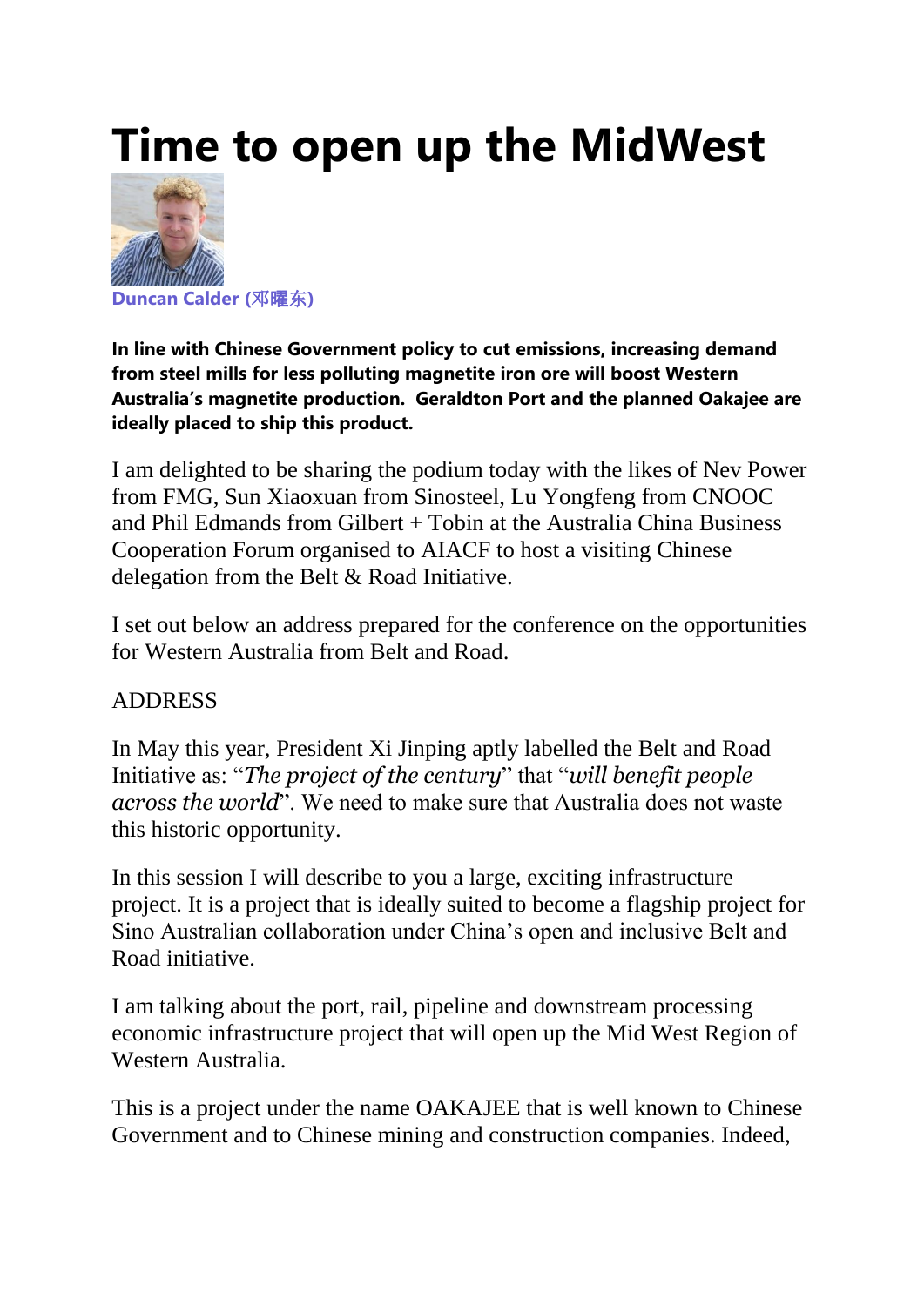# Time to open up the MidWest

**Duncan Calder (邓曜东)**

**In line with Chinese Government policy to cut emissions, increasing demand from steel mills for less polluting magnetite iron ore will boost Western Australia's magnetite production. Geraldton Port and the planned Oakajee are ideally placed to ship this product.**

I am delighted to be sharing the podium today with the likes of Nev Power from FMG, Sun Xiaoxuan from Sinosteel, Lu Yongfeng from CNOOC and Phil Edmands from Gilbert + Tobin at the Australia China Business Cooperation Forum organised to AIACF to host a visiting Chinese delegation from the Belt & Road Initiative.

I set out below an address prepared for the conference on the opportunities for Western Australia from Belt and Road.

ADDRESS

In May this year, President Xi Jinping aptly labelled the Belt and Road Initiative as: "*The project of the century*" that "*will benefit people across the world*". We need to make sure that Australia does not waste this historic opportunity.

In this session I will describe to you a large, exciting infrastructure project. It is a project that is ideally suited to become a flagship project for Sino Australian collaboration under China's open and inclusive Belt and Road initiative.

I am talking about the port, rail, pipeline and downstream processing economic infrastructure project that will open up the Mid West Region of Western Australia.

This is a project under the name OAKAJEE that is well known to Chinese Government and to Chinese mining and construction companies. Indeed,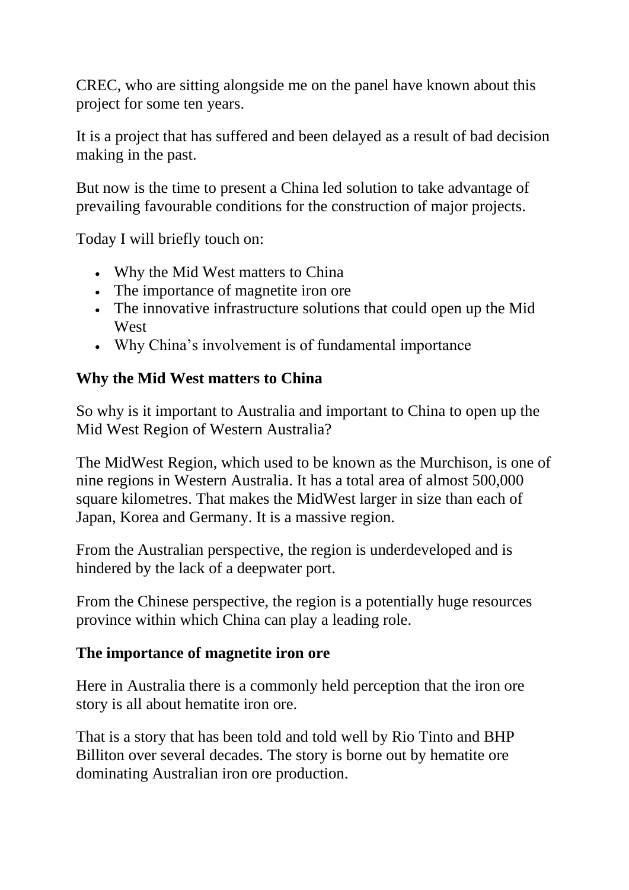CREC, who are sitting alongside me on the panel have known about this project for some ten years.

It is a project that has suffered and been delayed as a result of bad decision making in the past.

But now is the time to present a China led solution to take advantage of prevailing favourable conditions for the construction of major projects.

Today I will briefly touch on:

- Why the Mid West matters to China
- The importance of magnetite iron ore
- The innovative infrastructure solutions that could open up the Mid West
- Why China's involvement is of fundamental importance

**Why the Mid West matters to China**

So why is it important to Australia and important to China to open up the Mid West Region of Western Australia?

The MidWest Region, which used to be known as the Murchison, is one of nine regions in Western Australia. It has a total area of almost 500,000 square kilometres. That makes the MidWest larger in size than each of Japan, Korea and Germany. It is a massive region.

From the Australian perspective, the region is underdeveloped and is hindered by the lack of a deepwater port.

From the Chinese perspective, the region is a potentially huge resources province within which China can play a leading role.

**The importance of magnetite iron ore**

Here in Australia there is a commonly held perception that the iron ore story is all about hematite iron ore.

That is a story that has been told and told well by Rio Tinto and BHP Billiton over several decades. The story is borne out by hematite ore dominating Australian iron ore production.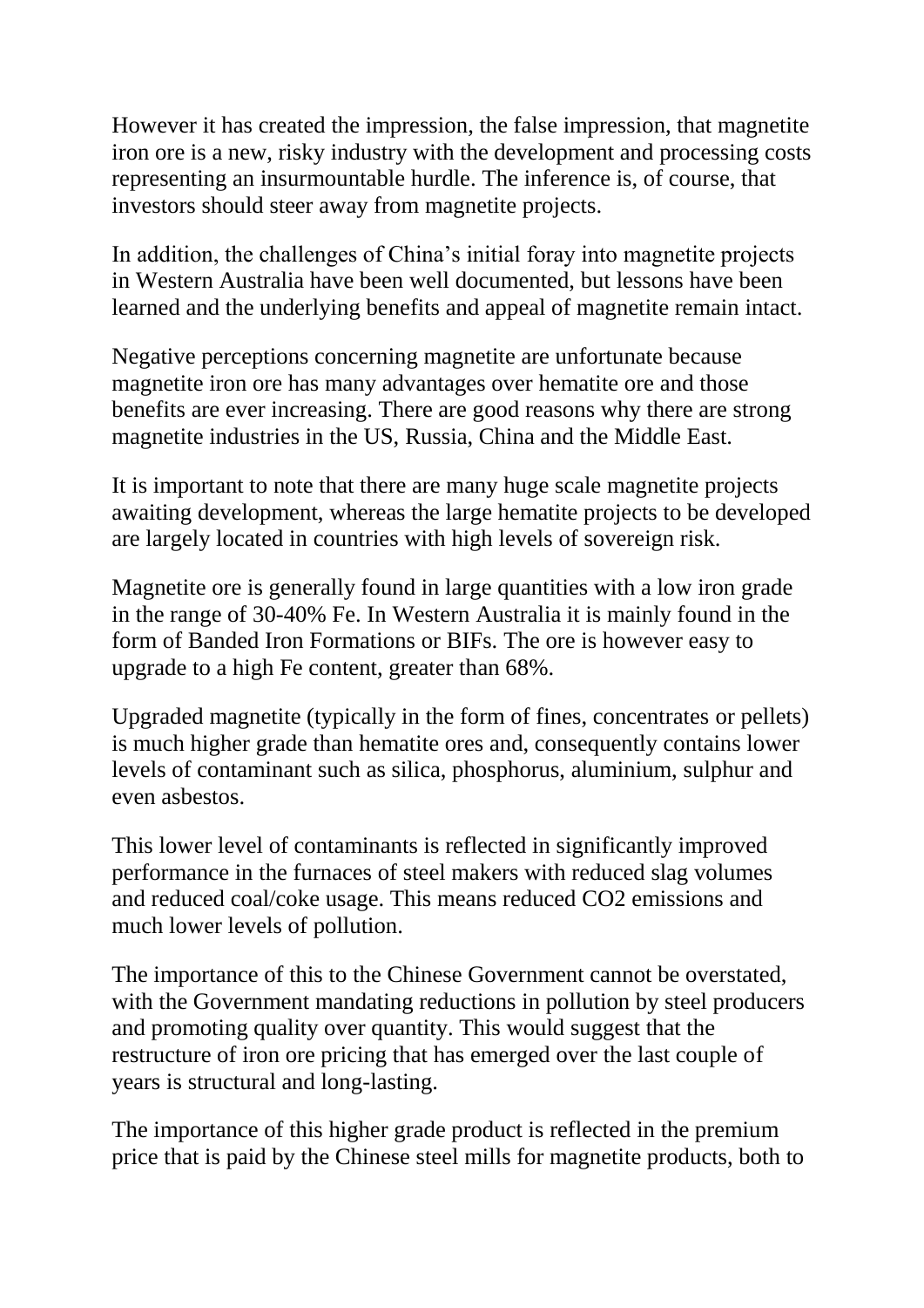However it has created the impression, the false impression, that magnetite iron ore is a new, risky industry with the development and processing costs representing an insurmountable hurdle. The inference is, of course, that investors should steer away from magnetite projects.

In addition, the challenges of China's initial foray into magnetite projects in Western Australia have been well documented, but lessons have been learned and the underlying benefits and appeal of magnetite remain intact.

Negative perceptions concerning magnetite are unfortunate because magnetite iron ore has many advantages over hematite ore and those benefits are ever increasing. There are good reasons why there are strong magnetite industries in the US, Russia, China and the Middle East.

It is important to note that there are many huge scale magnetite projects awaiting development, whereas the large hematite projects to be developed are largely located in countries with high levels of sovereign risk.

Magnetite ore is generally found in large quantities with a low iron grade in the range of 30-40% Fe. In Western Australia it is mainly found in the form of Banded Iron Formations or BIFs. The ore is however easy to upgrade to a high Fe content, greater than 68%.

Upgraded magnetite (typically in the form of fines, concentrates or pellets) is much higher grade than hematite ores and, consequently contains lower levels of contaminant such as silica, phosphorus, aluminium, sulphur and even asbestos.

This lower level of contaminants is reflected in significantly improved performance in the furnaces of steel makers with reduced slag volumes and reduced coal/coke usage. This means reduced $CO_2$ emissions and much lower levels of pollution.

The importance of this to the Chinese Government cannot be overstated, with the Government mandating reductions in pollution by steel producers and promoting quality over quantity. This would suggest that the restructure of iron ore pricing that has emerged over the last couple of years is structural and long-lasting.

The importance of this higher grade product is reflected in the premium price that is paid by the Chinese steel mills for magnetite products, both to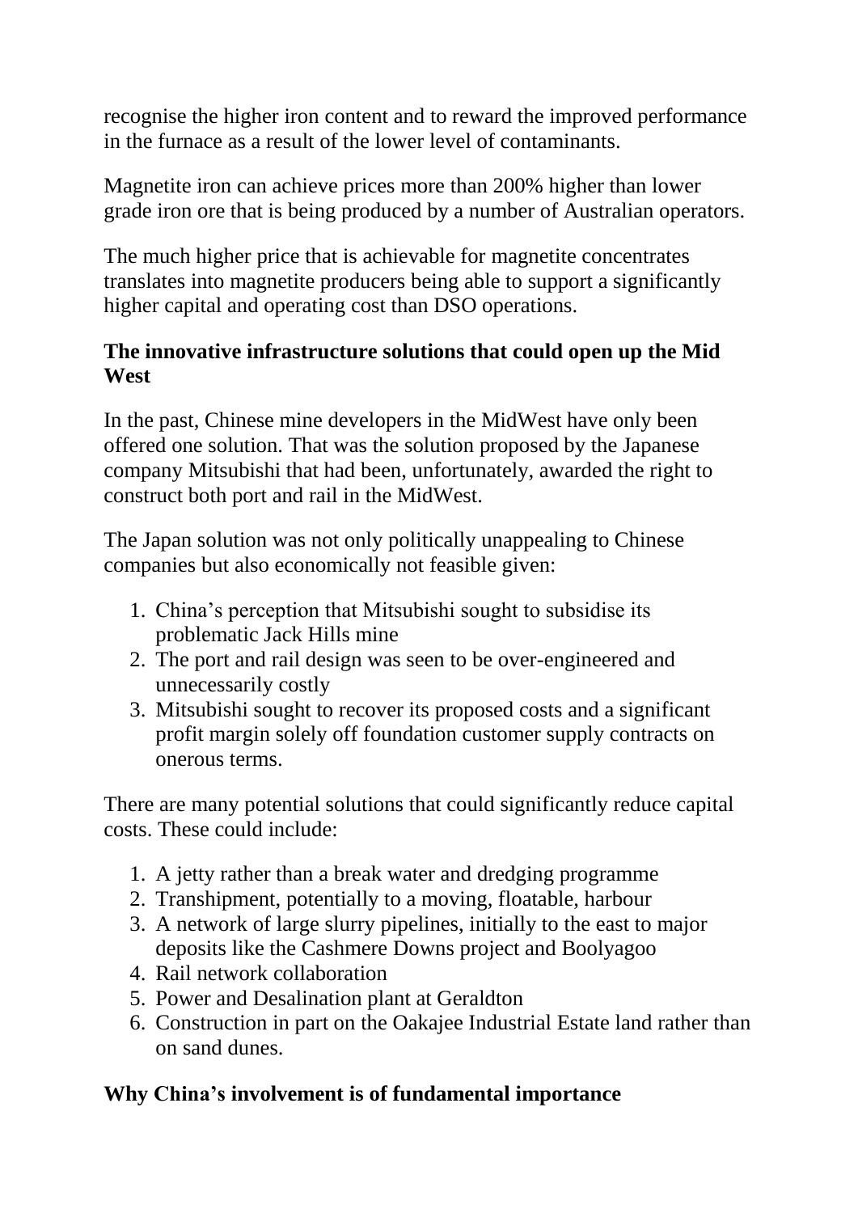recognise the higher iron content and to reward the improved performance in the furnace as a result of the lower level of contaminants.

Magnetite iron can achieve prices more than 200% higher than lower grade iron ore that is being produced by a number of Australian operators.

The much higher price that is achievable for magnetite concentrates translates into magnetite producers being able to support a significantly higher capital and operating cost than DSO operations.

**The innovative infrastructure solutions that could open up the Mid West**

In the past, Chinese mine developers in the MidWest have only been offered one solution. That was the solution proposed by the Japanese company Mitsubishi that had been, unfortunately, awarded the right to construct both port and rail in the MidWest.

The Japan solution was not only politically unappealing to Chinese companies but also economically not feasible given:

1. China's perception that Mitsubishi sought to subsidise its problematic Jack Hills mine
2. The port and rail design was seen to be over-engineered and unnecessarily costly
3. Mitsubishi sought to recover its proposed costs and a significant profit margin solely off foundation customer supply contracts on onerous terms.

There are many potential solutions that could significantly reduce capital costs. These could include:

1. A jetty rather than a break water and dredging programme
2. Transhipment, potentially to a moving, floatable, harbour
3. A network of large slurry pipelines, initially to the east to major deposits like the Cashmere Downs project and Boolyagoo
4. Rail network collaboration
5. Power and Desalination plant at Geraldton
6. Construction in part on the Oakajee Industrial Estate land rather than on sand dunes.

**Why China's involvement is of fundamental importance**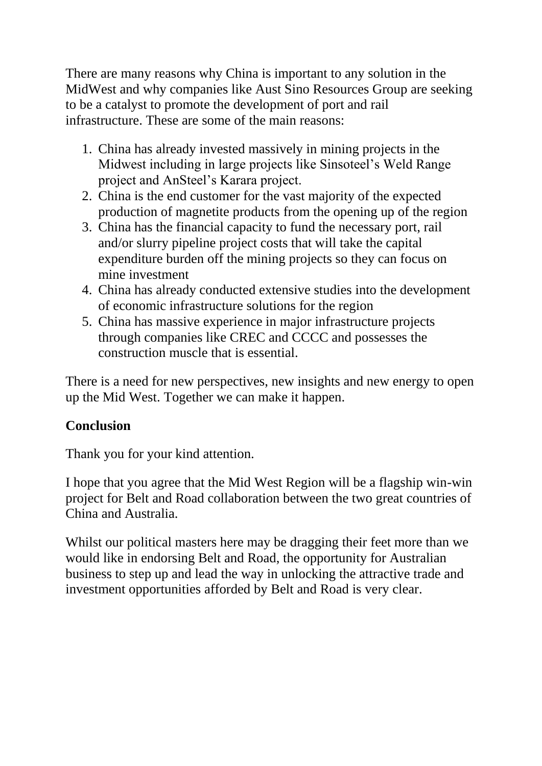There are many reasons why China is important to any solution in the MidWest and why companies like Aust Sino Resources Group are seeking to be a catalyst to promote the development of port and rail infrastructure. These are some of the main reasons:

1. China has already invested massively in mining projects in the Midwest including in large projects like Sinsoteel's Weld Range project and AnSteel's Karara project.
2. China is the end customer for the vast majority of the expected production of magnetite products from the opening up of the region
3. China has the financial capacity to fund the necessary port, rail and/or slurry pipeline project costs that will take the capital expenditure burden off the mining projects so they can focus on mine investment
4. China has already conducted extensive studies into the development of economic infrastructure solutions for the region
5. China has massive experience in major infrastructure projects through companies like CREC and CCCC and possesses the construction muscle that is essential.

There is a need for new perspectives, new insights and new energy to open up the Mid West. Together we can make it happen.

**Conclusion**

Thank you for your kind attention.

I hope that you agree that the Mid West Region will be a flagship win-win project for Belt and Road collaboration between the two great countries of China and Australia.

Whilst our political masters here may be dragging their feet more than we would like in endorsing Belt and Road, the opportunity for Australian business to step up and lead the way in unlocking the attractive trade and investment opportunities afforded by Belt and Road is very clear.